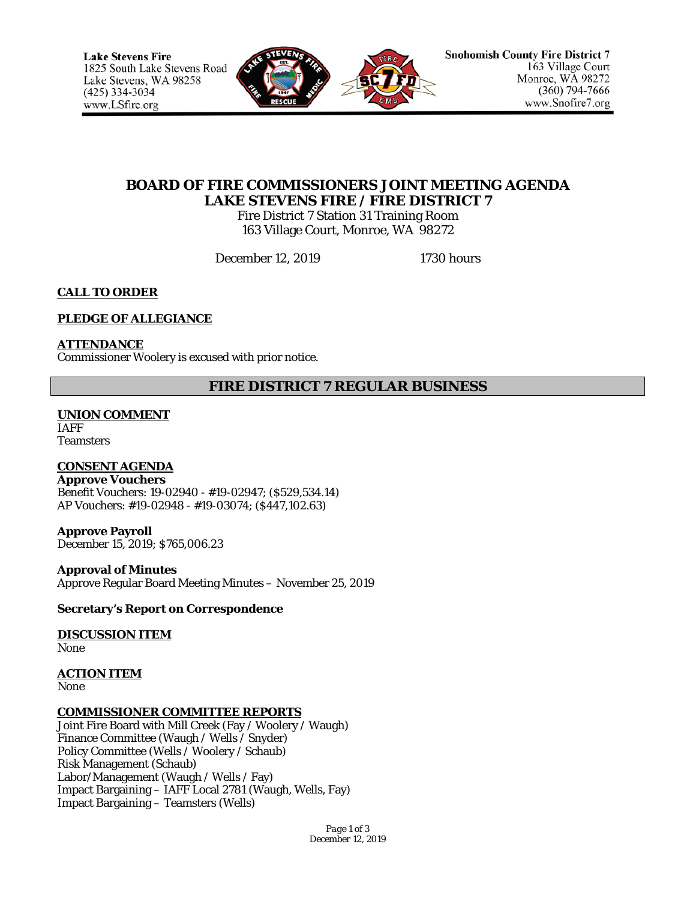Lake Stevens Fire
1825 South Lake Stevens Road
Lake Stevens, WA 98258
(425) 334-3034
www.LSfire.org

Snohomish County Fire District 7
163 Village Court
Monroe, WA 98272
(360) 794-7666
www.Snofire7.org

# BOARD OF FIRE COMMISSIONERS JOINT MEETING AGENDA
# LAKE STEVENS FIRE / FIRE DISTRICT 7

Fire District 7 Station 31 Training Room
163 Village Court, Monroe, WA 98272

December 12, 2019 1730 hours

**CALL TO ORDER**

**PLEDGE OF ALLEGIANCE**

**ATTENDANCE**
Commissioner Woolery is excused with prior notice.

## FIRE DISTRICT 7 REGULAR BUSINESS

**UNION COMMENT**
IAFF
Teamsters

**CONSENT AGENDA**

**Approve Vouchers**
Benefit Vouchers: 19-02940 - #19-02947; ($529,534.14)
AP Vouchers: #19-02948 - #19-03074; ($447,102.63)

**Approve Payroll**
December 15, 2019; $765,006.23

**Approval of Minutes**
Approve Regular Board Meeting Minutes – November 25, 2019

**Secretary's Report on Correspondence**

**DISCUSSION ITEM**
None

**ACTION ITEM**
None

**COMMISSIONER COMMITTEE REPORTS**
Joint Fire Board with Mill Creek (Fay / Woolery / Waugh)
Finance Committee (Waugh / Wells / Snyder)
Policy Committee (Wells / Woolery / Schaub)
Risk Management (Schaub)
Labor/Management (Waugh / Wells / Fay)
Impact Bargaining – IAFF Local 2781 (Waugh, Wells, Fay)
Impact Bargaining – Teamsters (Wells)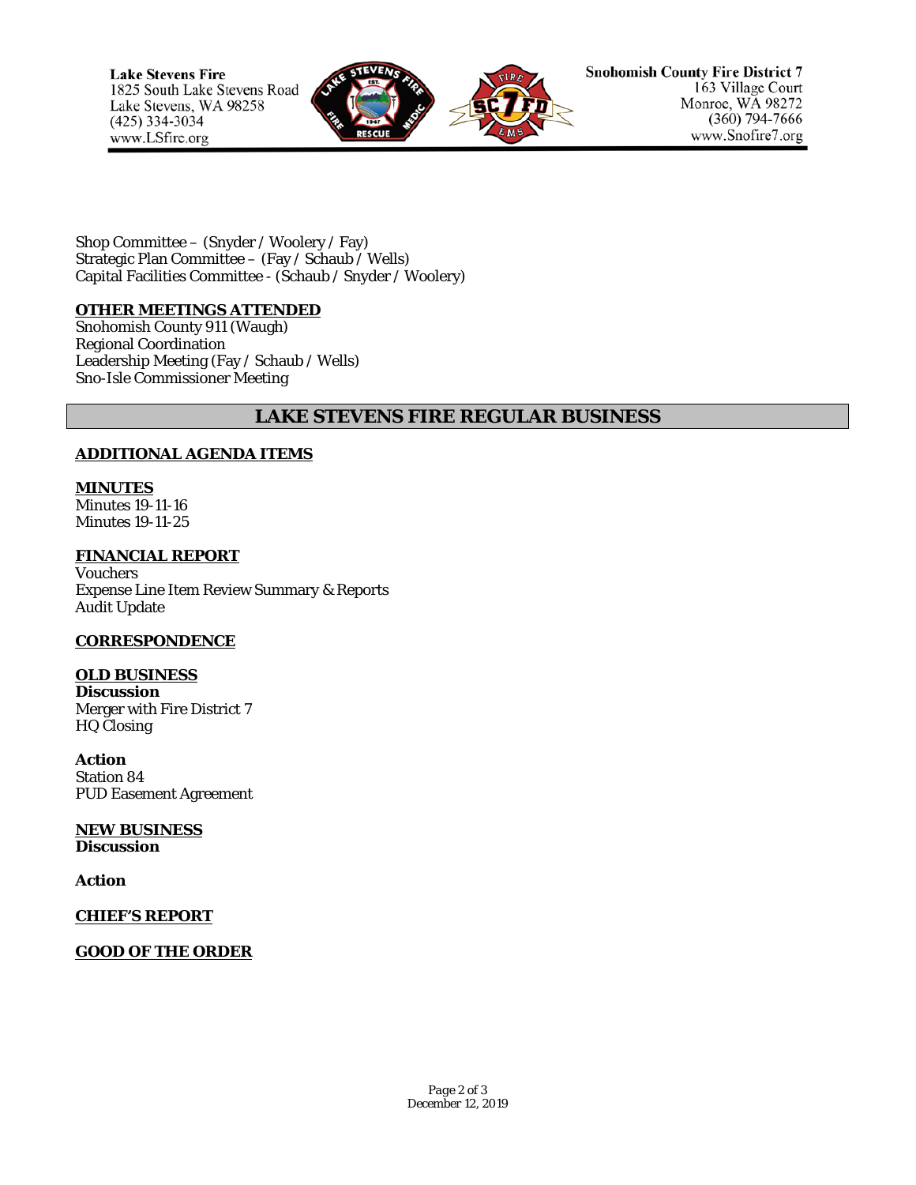Shop Committee – (Snyder / Woolery / Fay)
Strategic Plan Committee – (Fay / Schaub / Wells)
Capital Facilities Committee - (Schaub / Snyder / Woolery)

**OTHER MEETINGS ATTENDED**
Snohomish County 911 (Waugh)
Regional Coordination
Leadership Meeting (Fay / Schaub / Wells)
Sno-Isle Commissioner Meeting

## LAKE STEVENS FIRE REGULAR BUSINESS

**ADDITIONAL AGENDA ITEMS**

**MINUTES**
Minutes 19-11-16
Minutes 19-11-25

**FINANCIAL REPORT**
Vouchers
Expense Line Item Review Summary & Reports
Audit Update

**CORRESPONDENCE**

**OLD BUSINESS**
**Discussion**
Merger with Fire District 7
HQ Closing

**Action**
Station 84
PUD Easement Agreement

**NEW BUSINESS**
**Discussion**

**Action**

**CHIEF'S REPORT**

**GOOD OF THE ORDER**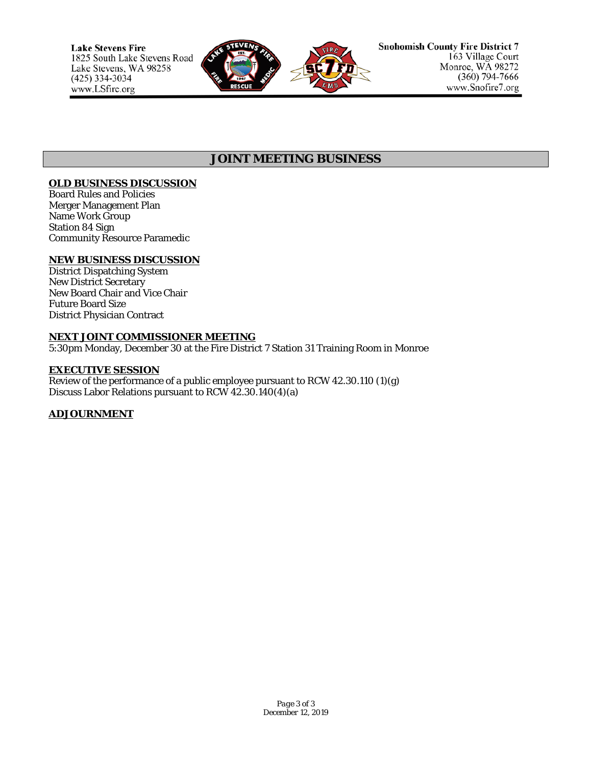Lake Stevens Fire
1825 South Lake Stevens Road
Lake Stevens, WA 98258
(425) 334-3034
www.LSfire.org

Snohomish County Fire District 7
163 Village Court
Monroe, WA 98272
(360) 794-7666
www.Snofire7.org

# JOINT MEETING BUSINESS

**OLD BUSINESS DISCUSSION**

Board Rules and Policies
Merger Management Plan
Name Work Group
Station 84 Sign
Community Resource Paramedic

**NEW BUSINESS DISCUSSION**

District Dispatching System
New District Secretary
New Board Chair and Vice Chair
Future Board Size
District Physician Contract

**NEXT JOINT COMMISSIONER MEETING**

5:30pm Monday, December 30 at the Fire District 7 Station 31 Training Room in Monroe

**EXECUTIVE SESSION**

Review of the performance of a public employee pursuant to RCW 42.30.110 (1)(g)
Discuss Labor Relations pursuant to RCW 42.30.140(4)(a)

**ADJOURNMENT**

December 12, 2019